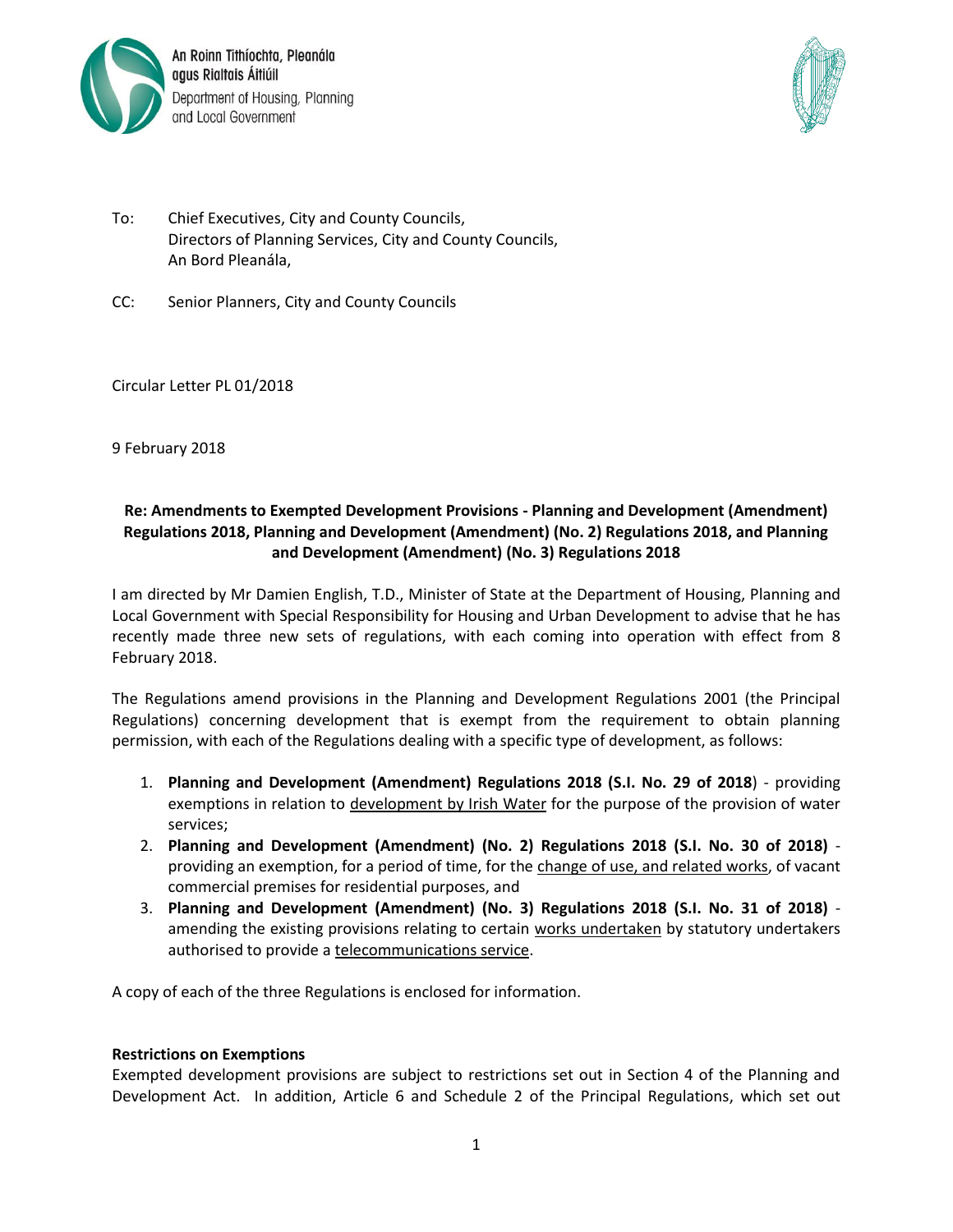An Roinn Tithíochta, Pleanála agus Rialtais Áitiúil
Department of Housing, Planning and Local Government

To: Chief Executives, City and County Councils,
Directors of Planning Services, City and County Councils,
An Bord Pleanála,

CC: Senior Planners, City and County Councils

Circular Letter PL 01/2018

9 February 2018

**Re: Amendments to Exempted Development Provisions - Planning and Development (Amendment) Regulations 2018, Planning and Development (Amendment) (No. 2) Regulations 2018, and Planning and Development (Amendment) (No. 3) Regulations 2018**

I am directed by Mr Damien English, T.D., Minister of State at the Department of Housing, Planning and Local Government with Special Responsibility for Housing and Urban Development to advise that he has recently made three new sets of regulations, with each coming into operation with effect from 8 February 2018.

The Regulations amend provisions in the Planning and Development Regulations 2001 (the Principal Regulations) concerning development that is exempt from the requirement to obtain planning permission, with each of the Regulations dealing with a specific type of development, as follows:

1. **Planning and Development (Amendment) Regulations 2018 (S.I. No. 29 of 2018**) - providing exemptions in relation to <u>development by Irish Water</u> for the purpose of the provision of water services;
2. **Planning and Development (Amendment) (No. 2) Regulations 2018 (S.I. No. 30 of 2018)** - providing an exemption, for a period of time, for the <u>change of use, and related works</u>, of vacant commercial premises for residential purposes, and
3. **Planning and Development (Amendment) (No. 3) Regulations 2018 (S.I. No. 31 of 2018)** - amending the existing provisions relating to certain <u>works undertaken</u> by statutory undertakers authorised to provide a <u>telecommunications service</u>.

A copy of each of the three Regulations is enclosed for information.

**Restrictions on Exemptions**

Exempted development provisions are subject to restrictions set out in Section 4 of the Planning and Development Act. In addition, Article 6 and Schedule 2 of the Principal Regulations, which set out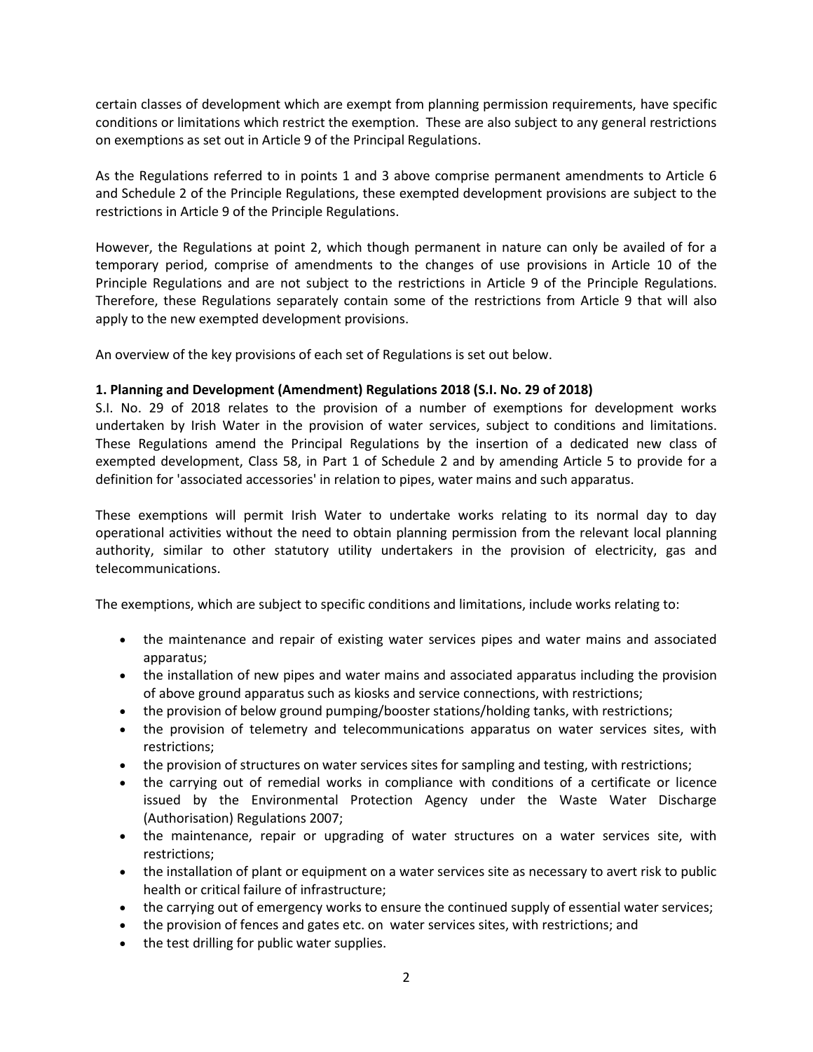certain classes of development which are exempt from planning permission requirements, have specific conditions or limitations which restrict the exemption. These are also subject to any general restrictions on exemptions as set out in Article 9 of the Principal Regulations.

As the Regulations referred to in points 1 and 3 above comprise permanent amendments to Article 6 and Schedule 2 of the Principle Regulations, these exempted development provisions are subject to the restrictions in Article 9 of the Principle Regulations.

However, the Regulations at point 2, which though permanent in nature can only be availed of for a temporary period, comprise of amendments to the changes of use provisions in Article 10 of the Principle Regulations and are not subject to the restrictions in Article 9 of the Principle Regulations. Therefore, these Regulations separately contain some of the restrictions from Article 9 that will also apply to the new exempted development provisions.

An overview of the key provisions of each set of Regulations is set out below.

**1. Planning and Development (Amendment) Regulations 2018 (S.I. No. 29 of 2018)**

S.I. No. 29 of 2018 relates to the provision of a number of exemptions for development works undertaken by Irish Water in the provision of water services, subject to conditions and limitations. These Regulations amend the Principal Regulations by the insertion of a dedicated new class of exempted development, Class 58, in Part 1 of Schedule 2 and by amending Article 5 to provide for a definition for 'associated accessories' in relation to pipes, water mains and such apparatus.

These exemptions will permit Irish Water to undertake works relating to its normal day to day operational activities without the need to obtain planning permission from the relevant local planning authority, similar to other statutory utility undertakers in the provision of electricity, gas and telecommunications.

The exemptions, which are subject to specific conditions and limitations, include works relating to:

- the maintenance and repair of existing water services pipes and water mains and associated apparatus;
- the installation of new pipes and water mains and associated apparatus including the provision of above ground apparatus such as kiosks and service connections, with restrictions;
- the provision of below ground pumping/booster stations/holding tanks, with restrictions;
- the provision of telemetry and telecommunications apparatus on water services sites, with restrictions;
- the provision of structures on water services sites for sampling and testing, with restrictions;
- the carrying out of remedial works in compliance with conditions of a certificate or licence issued by the Environmental Protection Agency under the Waste Water Discharge (Authorisation) Regulations 2007;
- the maintenance, repair or upgrading of water structures on a water services site, with restrictions;
- the installation of plant or equipment on a water services site as necessary to avert risk to public health or critical failure of infrastructure;
- the carrying out of emergency works to ensure the continued supply of essential water services;
- the provision of fences and gates etc. on water services sites, with restrictions; and
- the test drilling for public water supplies.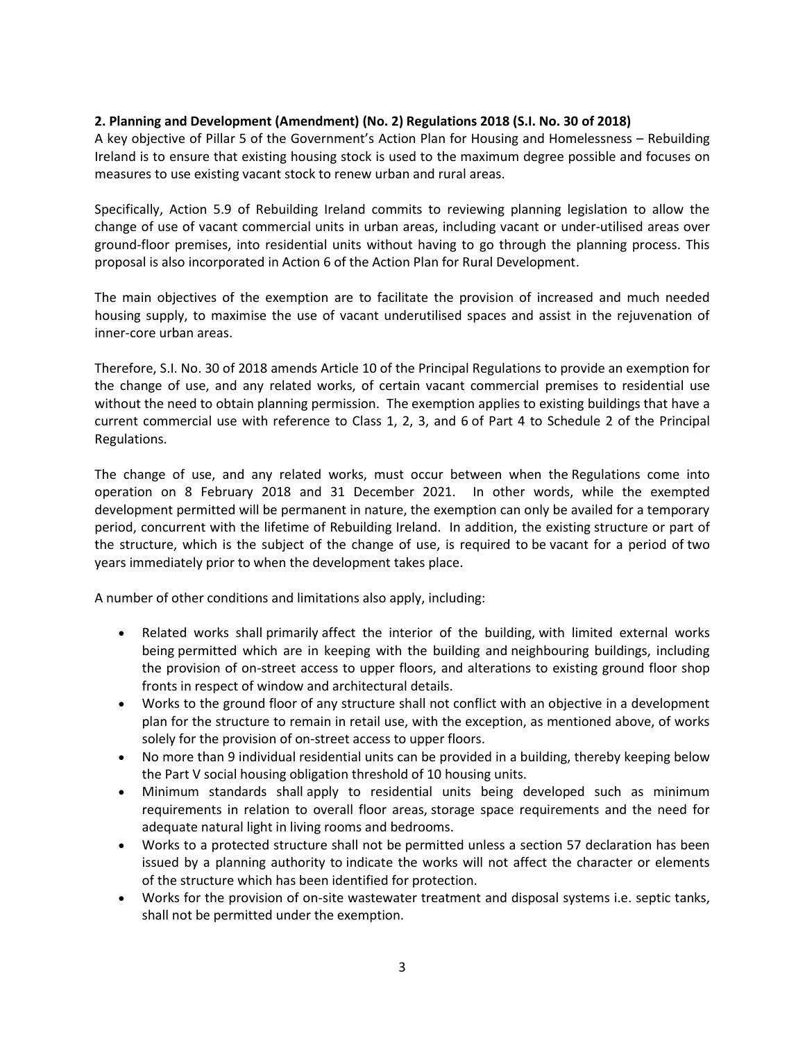**2. Planning and Development (Amendment) (No. 2) Regulations 2018 (S.I. No. 30 of 2018)**

A key objective of Pillar 5 of the Government's Action Plan for Housing and Homelessness – Rebuilding Ireland is to ensure that existing housing stock is used to the maximum degree possible and focuses on measures to use existing vacant stock to renew urban and rural areas.

Specifically, Action 5.9 of Rebuilding Ireland commits to reviewing planning legislation to allow the change of use of vacant commercial units in urban areas, including vacant or under-utilised areas over ground-floor premises, into residential units without having to go through the planning process. This proposal is also incorporated in Action 6 of the Action Plan for Rural Development.

The main objectives of the exemption are to facilitate the provision of increased and much needed housing supply, to maximise the use of vacant underutilised spaces and assist in the rejuvenation of inner-core urban areas.

Therefore, S.I. No. 30 of 2018 amends Article 10 of the Principal Regulations to provide an exemption for the change of use, and any related works, of certain vacant commercial premises to residential use without the need to obtain planning permission. The exemption applies to existing buildings that have a current commercial use with reference to Class 1, 2, 3, and 6 of Part 4 to Schedule 2 of the Principal Regulations.

The change of use, and any related works, must occur between when the Regulations come into operation on 8 February 2018 and 31 December 2021. In other words, while the exempted development permitted will be permanent in nature, the exemption can only be availed for a temporary period, concurrent with the lifetime of Rebuilding Ireland. In addition, the existing structure or part of the structure, which is the subject of the change of use, is required to be vacant for a period of two years immediately prior to when the development takes place.

A number of other conditions and limitations also apply, including:

- Related works shall primarily affect the interior of the building, with limited external works being permitted which are in keeping with the building and neighbouring buildings, including the provision of on-street access to upper floors, and alterations to existing ground floor shop fronts in respect of window and architectural details.
- Works to the ground floor of any structure shall not conflict with an objective in a development plan for the structure to remain in retail use, with the exception, as mentioned above, of works solely for the provision of on-street access to upper floors.
- No more than 9 individual residential units can be provided in a building, thereby keeping below the Part V social housing obligation threshold of 10 housing units.
- Minimum standards shall apply to residential units being developed such as minimum requirements in relation to overall floor areas, storage space requirements and the need for adequate natural light in living rooms and bedrooms.
- Works to a protected structure shall not be permitted unless a section 57 declaration has been issued by a planning authority to indicate the works will not affect the character or elements of the structure which has been identified for protection.
- Works for the provision of on-site wastewater treatment and disposal systems i.e. septic tanks, shall not be permitted under the exemption.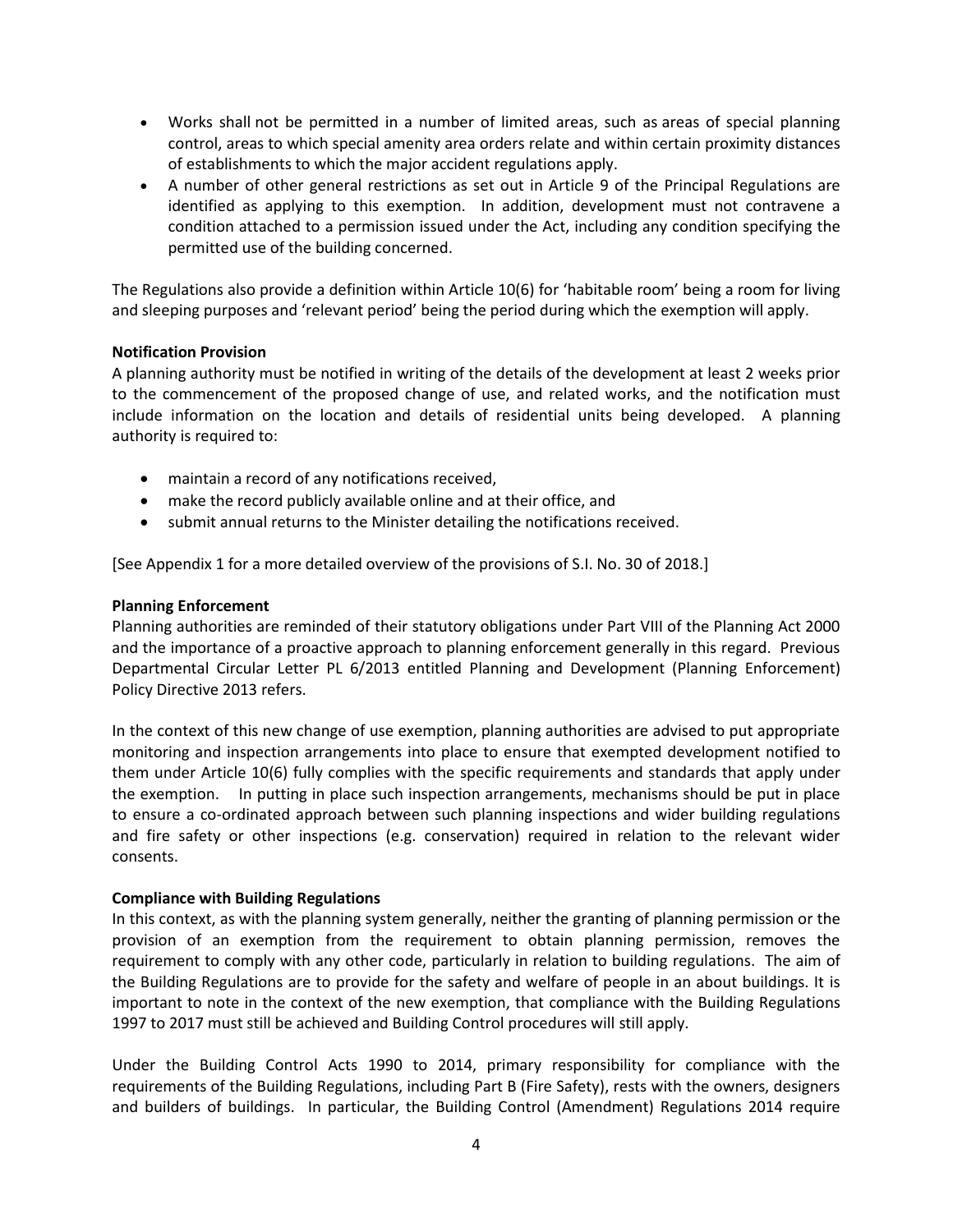- Works shall not be permitted in a number of limited areas, such as areas of special planning control, areas to which special amenity area orders relate and within certain proximity distances of establishments to which the major accident regulations apply.
- A number of other general restrictions as set out in Article 9 of the Principal Regulations are identified as applying to this exemption. In addition, development must not contravene a condition attached to a permission issued under the Act, including any condition specifying the permitted use of the building concerned.

The Regulations also provide a definition within Article 10(6) for 'habitable room' being a room for living and sleeping purposes and 'relevant period' being the period during which the exemption will apply.

**Notification Provision**

A planning authority must be notified in writing of the details of the development at least 2 weeks prior to the commencement of the proposed change of use, and related works, and the notification must include information on the location and details of residential units being developed. A planning authority is required to:

- maintain a record of any notifications received,
- make the record publicly available online and at their office, and
- submit annual returns to the Minister detailing the notifications received.

[See Appendix 1 for a more detailed overview of the provisions of S.I. No. 30 of 2018.]

**Planning Enforcement**

Planning authorities are reminded of their statutory obligations under Part VIII of the Planning Act 2000 and the importance of a proactive approach to planning enforcement generally in this regard. Previous Departmental Circular Letter PL 6/2013 entitled Planning and Development (Planning Enforcement) Policy Directive 2013 refers.

In the context of this new change of use exemption, planning authorities are advised to put appropriate monitoring and inspection arrangements into place to ensure that exempted development notified to them under Article 10(6) fully complies with the specific requirements and standards that apply under the exemption. In putting in place such inspection arrangements, mechanisms should be put in place to ensure a co-ordinated approach between such planning inspections and wider building regulations and fire safety or other inspections (e.g. conservation) required in relation to the relevant wider consents.

**Compliance with Building Regulations**

In this context, as with the planning system generally, neither the granting of planning permission or the provision of an exemption from the requirement to obtain planning permission, removes the requirement to comply with any other code, particularly in relation to building regulations. The aim of the Building Regulations are to provide for the safety and welfare of people in an about buildings. It is important to note in the context of the new exemption, that compliance with the Building Regulations 1997 to 2017 must still be achieved and Building Control procedures will still apply.

Under the Building Control Acts 1990 to 2014, primary responsibility for compliance with the requirements of the Building Regulations, including Part B (Fire Safety), rests with the owners, designers and builders of buildings. In particular, the Building Control (Amendment) Regulations 2014 require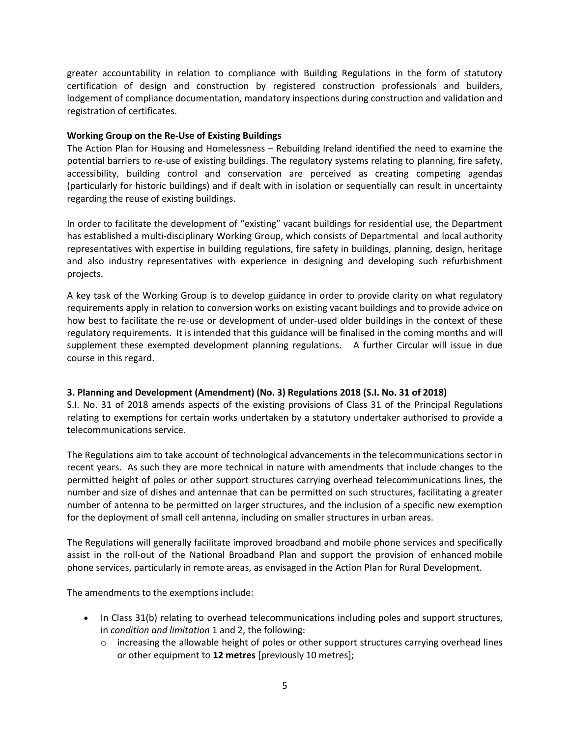greater accountability in relation to compliance with Building Regulations in the form of statutory certification of design and construction by registered construction professionals and builders, lodgement of compliance documentation, mandatory inspections during construction and validation and registration of certificates.

**Working Group on the Re-Use of Existing Buildings**

The Action Plan for Housing and Homelessness – Rebuilding Ireland identified the need to examine the potential barriers to re-use of existing buildings. The regulatory systems relating to planning, fire safety, accessibility, building control and conservation are perceived as creating competing agendas (particularly for historic buildings) and if dealt with in isolation or sequentially can result in uncertainty regarding the reuse of existing buildings.

In order to facilitate the development of "existing" vacant buildings for residential use, the Department has established a multi-disciplinary Working Group, which consists of Departmental and local authority representatives with expertise in building regulations, fire safety in buildings, planning, design, heritage and also industry representatives with experience in designing and developing such refurbishment projects.

A key task of the Working Group is to develop guidance in order to provide clarity on what regulatory requirements apply in relation to conversion works on existing vacant buildings and to provide advice on how best to facilitate the re-use or development of under-used older buildings in the context of these regulatory requirements. It is intended that this guidance will be finalised in the coming months and will supplement these exempted development planning regulations. A further Circular will issue in due course in this regard.

### 3. Planning and Development (Amendment) (No. 3) Regulations 2018 (S.I. No. 31 of 2018)

S.I. No. 31 of 2018 amends aspects of the existing provisions of Class 31 of the Principal Regulations relating to exemptions for certain works undertaken by a statutory undertaker authorised to provide a telecommunications service.

The Regulations aim to take account of technological advancements in the telecommunications sector in recent years. As such they are more technical in nature with amendments that include changes to the permitted height of poles or other support structures carrying overhead telecommunications lines, the number and size of dishes and antennae that can be permitted on such structures, facilitating a greater number of antenna to be permitted on larger structures, and the inclusion of a specific new exemption for the deployment of small cell antenna, including on smaller structures in urban areas.

The Regulations will generally facilitate improved broadband and mobile phone services and specifically assist in the roll-out of the National Broadband Plan and support the provision of enhanced mobile phone services, particularly in remote areas, as envisaged in the Action Plan for Rural Development.

The amendments to the exemptions include:

- In Class 31(b) relating to overhead telecommunications including poles and support structures, in *condition and limitation* 1 and 2, the following:
  - increasing the allowable height of poles or other support structures carrying overhead lines or other equipment to **12 metres** [previously 10 metres];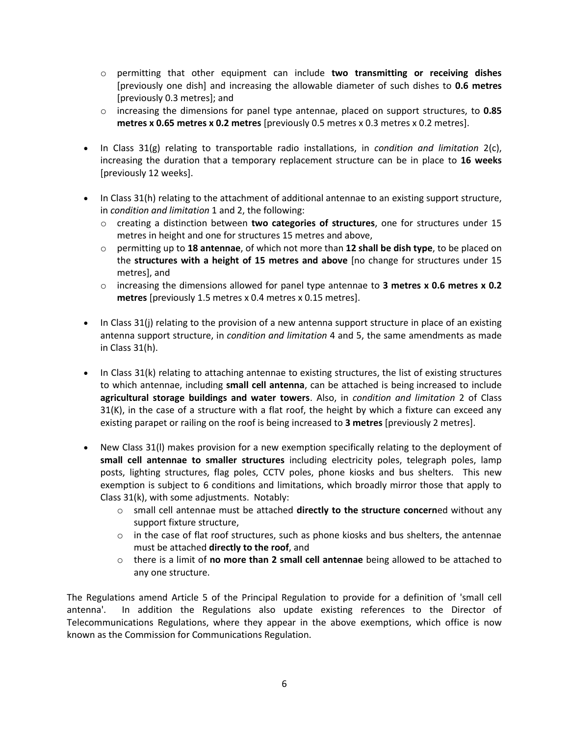- permitting that other equipment can include **two transmitting or receiving dishes** [previously one dish] and increasing the allowable diameter of such dishes to **0.6 metres** [previously 0.3 metres]; and
  - increasing the dimensions for panel type antennae, placed on support structures, to **0.85 metres x 0.65 metres x 0.2 metres** [previously 0.5 metres x 0.3 metres x 0.2 metres].

- In Class 31(g) relating to transportable radio installations, in *condition and limitation* 2(c), increasing the duration that a temporary replacement structure can be in place to **16 weeks** [previously 12 weeks].

- In Class 31(h) relating to the attachment of additional antennae to an existing support structure, in *condition and limitation* 1 and 2, the following:
  - creating a distinction between **two categories of structures**, one for structures under 15 metres in height and one for structures 15 metres and above,
  - permitting up to **18 antennae**, of which not more than **12 shall be dish type**, to be placed on the **structures with a height of 15 metres and above** [no change for structures under 15 metres], and
  - increasing the dimensions allowed for panel type antennae to **3 metres x 0.6 metres x 0.2 metres** [previously 1.5 metres x 0.4 metres x 0.15 metres].

- In Class 31(j) relating to the provision of a new antenna support structure in place of an existing antenna support structure, in *condition and limitation* 4 and 5, the same amendments as made in Class 31(h).

- In Class 31(k) relating to attaching antennae to existing structures, the list of existing structures to which antennae, including **small cell antenna**, can be attached is being increased to include **agricultural storage buildings and water towers**. Also, in *condition and limitation* 2 of Class 31(K), in the case of a structure with a flat roof, the height by which a fixture can exceed any existing parapet or railing on the roof is being increased to **3 metres** [previously 2 metres].

- New Class 31(l) makes provision for a new exemption specifically relating to the deployment of **small cell antennae to smaller structures** including electricity poles, telegraph poles, lamp posts, lighting structures, flag poles, CCTV poles, phone kiosks and bus shelters. This new exemption is subject to 6 conditions and limitations, which broadly mirror those that apply to Class 31(k), with some adjustments. Notably:
  - small cell antennae must be attached **directly to the structure concern**ed without any support fixture structure,
  - in the case of flat roof structures, such as phone kiosks and bus shelters, the antennae must be attached **directly to the roof**, and
  - there is a limit of **no more than 2 small cell antennae** being allowed to be attached to any one structure.

The Regulations amend Article 5 of the Principal Regulation to provide for a definition of 'small cell antenna'. In addition the Regulations also update existing references to the Director of Telecommunications Regulations, where they appear in the above exemptions, which office is now known as the Commission for Communications Regulation.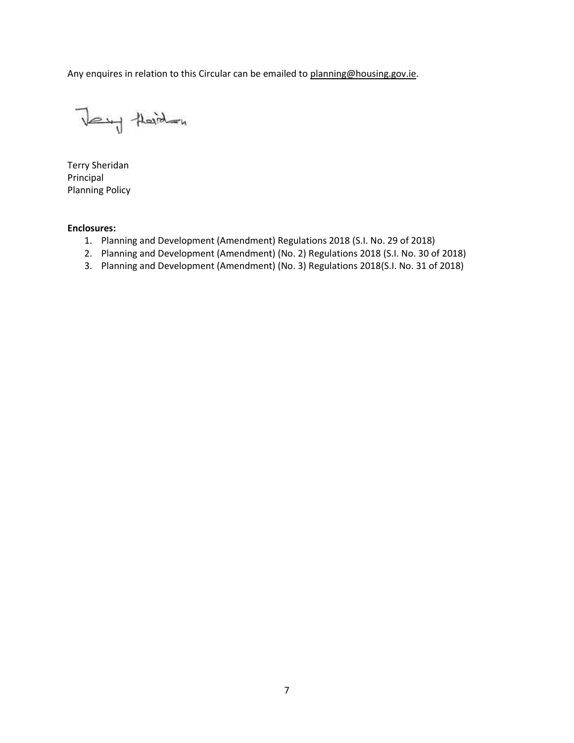Any enquires in relation to this Circular can be emailed to planning@housing.gov.ie.

Terry Sheridan
Principal
Planning Policy

**Enclosures:**

1. Planning and Development (Amendment) Regulations 2018 (S.I. No. 29 of 2018)
2. Planning and Development (Amendment) (No. 2) Regulations 2018 (S.I. No. 30 of 2018)
3. Planning and Development (Amendment) (No. 3) Regulations 2018(S.I. No. 31 of 2018)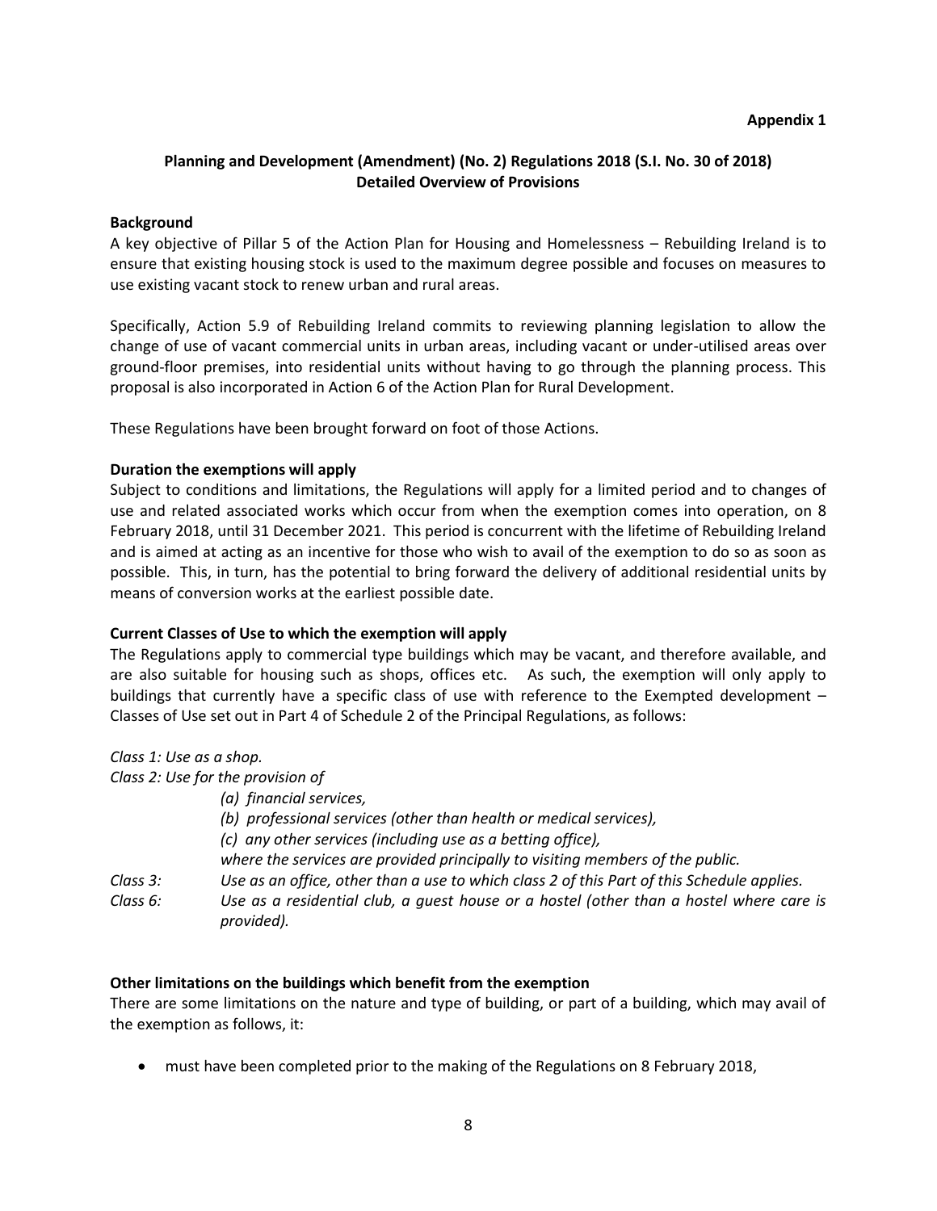**Appendix 1**

## Planning and Development (Amendment) (No. 2) Regulations 2018 (S.I. No. 30 of 2018) Detailed Overview of Provisions

### Background

A key objective of Pillar 5 of the Action Plan for Housing and Homelessness – Rebuilding Ireland is to ensure that existing housing stock is used to the maximum degree possible and focuses on measures to use existing vacant stock to renew urban and rural areas.

Specifically, Action 5.9 of Rebuilding Ireland commits to reviewing planning legislation to allow the change of use of vacant commercial units in urban areas, including vacant or under-utilised areas over ground-floor premises, into residential units without having to go through the planning process. This proposal is also incorporated in Action 6 of the Action Plan for Rural Development.

These Regulations have been brought forward on foot of those Actions.

### Duration the exemptions will apply

Subject to conditions and limitations, the Regulations will apply for a limited period and to changes of use and related associated works which occur from when the exemption comes into operation, on 8 February 2018, until 31 December 2021. This period is concurrent with the lifetime of Rebuilding Ireland and is aimed at acting as an incentive for those who wish to avail of the exemption to do so as soon as possible. This, in turn, has the potential to bring forward the delivery of additional residential units by means of conversion works at the earliest possible date.

### Current Classes of Use to which the exemption will apply

The Regulations apply to commercial type buildings which may be vacant, and therefore available, and are also suitable for housing such as shops, offices etc. As such, the exemption will only apply to buildings that currently have a specific class of use with reference to the Exempted development – Classes of Use set out in Part 4 of Schedule 2 of the Principal Regulations, as follows:

*Class 1: Use as a shop.*

*Class 2: Use for the provision of*

- *(a) financial services,*
- *(b) professional services (other than health or medical services),*
- *(c) any other services (including use as a betting office),*

*where the services are provided principally to visiting members of the public.*

*Class 3: Use as an office, other than a use to which class 2 of this Part of this Schedule applies.*

*Class 6: Use as a residential club, a guest house or a hostel (other than a hostel where care is provided).*

### Other limitations on the buildings which benefit from the exemption

There are some limitations on the nature and type of building, or part of a building, which may avail of the exemption as follows, it:

- must have been completed prior to the making of the Regulations on 8 February 2018,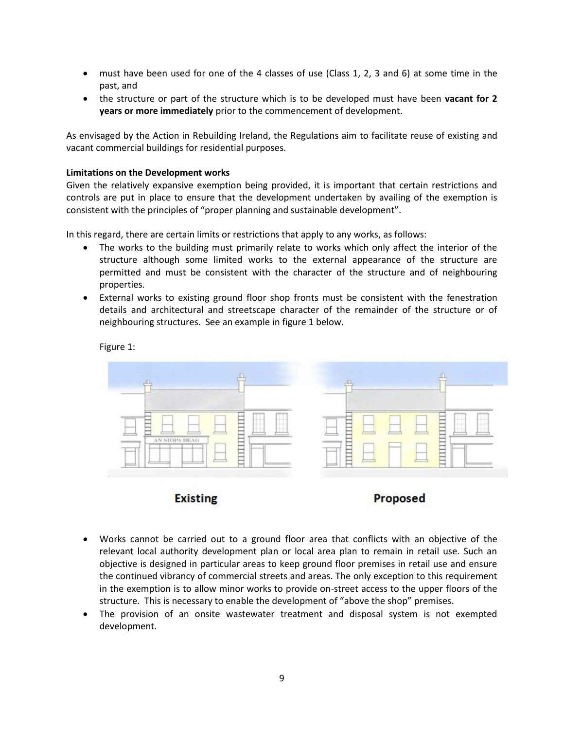- must have been used for one of the 4 classes of use (Class 1, 2, 3 and 6) at some time in the past, and
- the structure or part of the structure which is to be developed must have been **vacant for 2 years or more immediately** prior to the commencement of development.

As envisaged by the Action in Rebuilding Ireland, the Regulations aim to facilitate reuse of existing and vacant commercial buildings for residential purposes.

**Limitations on the Development works**

Given the relatively expansive exemption being provided, it is important that certain restrictions and controls are put in place to ensure that the development undertaken by availing of the exemption is consistent with the principles of "proper planning and sustainable development".

In this regard, there are certain limits or restrictions that apply to any works, as follows:

- The works to the building must primarily relate to works which only affect the interior of the structure although some limited works to the external appearance of the structure are permitted and must be consistent with the character of the structure and of neighbouring properties.
- External works to existing ground floor shop fronts must be consistent with the fenestration details and architectural and streetscape character of the remainder of the structure or of neighbouring structures. See an example in figure 1 below.

Figure 1:

Existing Proposed

- Works cannot be carried out to a ground floor area that conflicts with an objective of the relevant local authority development plan or local area plan to remain in retail use. Such an objective is designed in particular areas to keep ground floor premises in retail use and ensure the continued vibrancy of commercial streets and areas. The only exception to this requirement in the exemption is to allow minor works to provide on-street access to the upper floors of the structure. This is necessary to enable the development of "above the shop" premises.
- The provision of an onsite wastewater treatment and disposal system is not exempted development.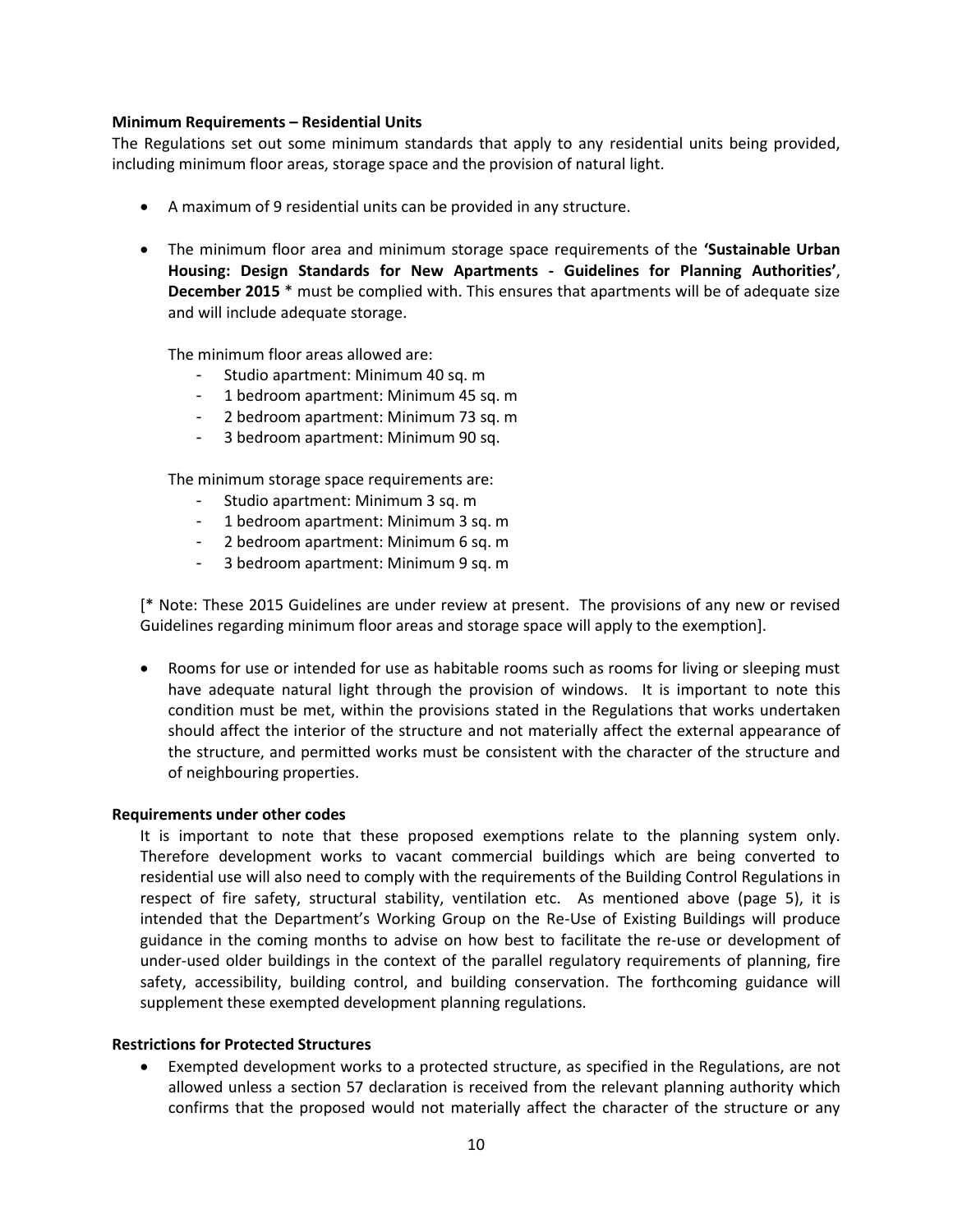**Minimum Requirements – Residential Units**

The Regulations set out some minimum standards that apply to any residential units being provided, including minimum floor areas, storage space and the provision of natural light.

- A maximum of 9 residential units can be provided in any structure.

- The minimum floor area and minimum storage space requirements of the **'Sustainable Urban Housing: Design Standards for New Apartments - Guidelines for Planning Authorities'**, **December 2015** * must be complied with. This ensures that apartments will be of adequate size and will include adequate storage.

  The minimum floor areas allowed are:
  - Studio apartment: Minimum 40 sq. m
  - 1 bedroom apartment: Minimum 45 sq. m
  - 2 bedroom apartment: Minimum 73 sq. m
  - 3 bedroom apartment: Minimum 90 sq.

  The minimum storage space requirements are:
  - Studio apartment: Minimum 3 sq. m
  - 1 bedroom apartment: Minimum 3 sq. m
  - 2 bedroom apartment: Minimum 6 sq. m
  - 3 bedroom apartment: Minimum 9 sq. m

  [* Note: These 2015 Guidelines are under review at present. The provisions of any new or revised Guidelines regarding minimum floor areas and storage space will apply to the exemption].

- Rooms for use or intended for use as habitable rooms such as rooms for living or sleeping must have adequate natural light through the provision of windows. It is important to note this condition must be met, within the provisions stated in the Regulations that works undertaken should affect the interior of the structure and not materially affect the external appearance of the structure, and permitted works must be consistent with the character of the structure and of neighbouring properties.

**Requirements under other codes**

It is important to note that these proposed exemptions relate to the planning system only. Therefore development works to vacant commercial buildings which are being converted to residential use will also need to comply with the requirements of the Building Control Regulations in respect of fire safety, structural stability, ventilation etc. As mentioned above (page 5), it is intended that the Department's Working Group on the Re-Use of Existing Buildings will produce guidance in the coming months to advise on how best to facilitate the re-use or development of under-used older buildings in the context of the parallel regulatory requirements of planning, fire safety, accessibility, building control, and building conservation. The forthcoming guidance will supplement these exempted development planning regulations.

**Restrictions for Protected Structures**

- Exempted development works to a protected structure, as specified in the Regulations, are not allowed unless a section 57 declaration is received from the relevant planning authority which confirms that the proposed would not materially affect the character of the structure or any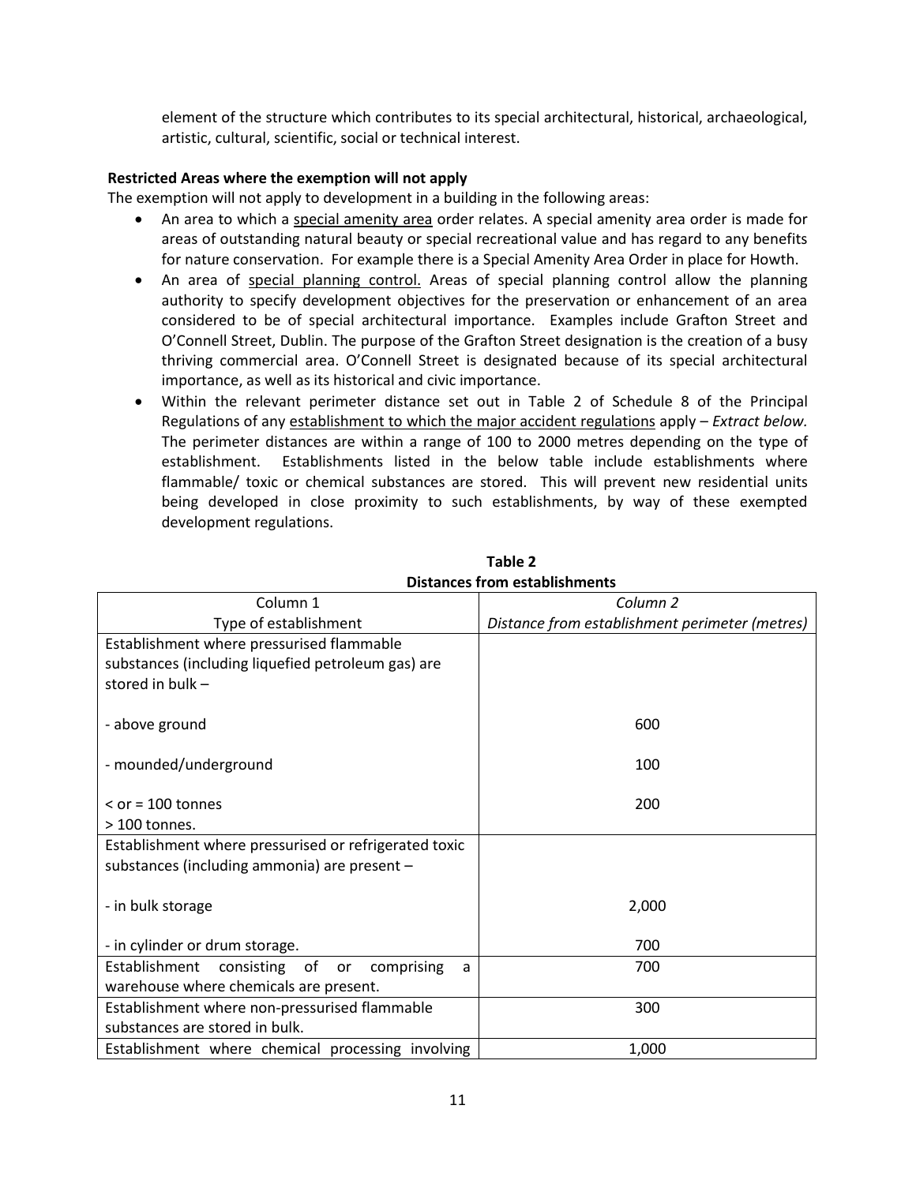element of the structure which contributes to its special architectural, historical, archaeological, artistic, cultural, scientific, social or technical interest.

**Restricted Areas where the exemption will not apply**

The exemption will not apply to development in a building in the following areas:

- An area to which a special amenity area order relates. A special amenity area order is made for areas of outstanding natural beauty or special recreational value and has regard to any benefits for nature conservation. For example there is a Special Amenity Area Order in place for Howth.
- An area of special planning control. Areas of special planning control allow the planning authority to specify development objectives for the preservation or enhancement of an area considered to be of special architectural importance. Examples include Grafton Street and O'Connell Street, Dublin. The purpose of the Grafton Street designation is the creation of a busy thriving commercial area. O'Connell Street is designated because of its special architectural importance, as well as its historical and civic importance.
- Within the relevant perimeter distance set out in Table 2 of Schedule 8 of the Principal Regulations of any establishment to which the major accident regulations apply – *Extract below.* The perimeter distances are within a range of 100 to 2000 metres depending on the type of establishment. Establishments listed in the below table include establishments where flammable/ toxic or chemical substances are stored. This will prevent new residential units being developed in close proximity to such establishments, by way of these exempted development regulations.

**Table 2**
**Distances from establishments**

| Column 1<br>Type of establishment | *Column 2*<br>*Distance from establishment perimeter (metres)* |
|---|---|
| Establishment where pressurised flammable substances (including liquefied petroleum gas) are stored in bulk –<br><br>- above ground<br><br>- mounded/underground<br><br>< or = 100 tonnes<br>> 100 tonnes. | <br><br><br><br>600<br><br>100<br><br>200 |
| Establishment where pressurised or refrigerated toxic substances (including ammonia) are present –<br><br>- in bulk storage<br><br>- in cylinder or drum storage. | <br><br><br>2,000<br><br>700 |
| Establishment consisting of or comprising a warehouse where chemicals are present. | 700 |
| Establishment where non-pressurised flammable substances are stored in bulk. | 300 |
| Establishment where chemical processing involving | 1,000 |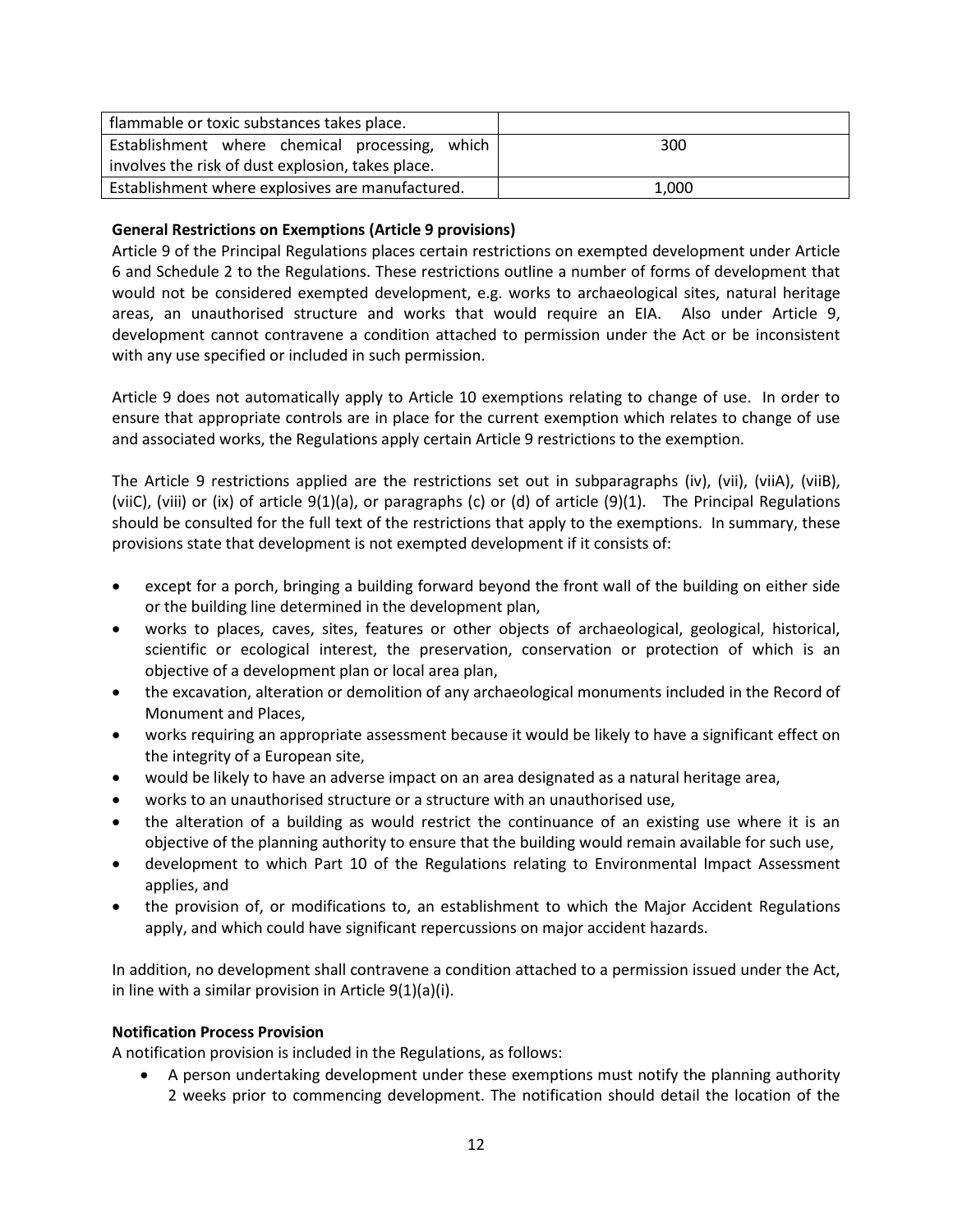| | |
|---|---|
| flammable or toxic substances takes place. | |
| Establishment where chemical processing, which involves the risk of dust explosion, takes place. | 300 |
| Establishment where explosives are manufactured. | 1,000 |

**General Restrictions on Exemptions (Article 9 provisions)**

Article 9 of the Principal Regulations places certain restrictions on exempted development under Article 6 and Schedule 2 to the Regulations. These restrictions outline a number of forms of development that would not be considered exempted development, e.g. works to archaeological sites, natural heritage areas, an unauthorised structure and works that would require an EIA. Also under Article 9, development cannot contravene a condition attached to permission under the Act or be inconsistent with any use specified or included in such permission.

Article 9 does not automatically apply to Article 10 exemptions relating to change of use. In order to ensure that appropriate controls are in place for the current exemption which relates to change of use and associated works, the Regulations apply certain Article 9 restrictions to the exemption.

The Article 9 restrictions applied are the restrictions set out in subparagraphs (iv), (vii), (viiA), (viiB), (viiC), (viii) or (ix) of article 9(1)(a), or paragraphs (c) or (d) of article (9)(1). The Principal Regulations should be consulted for the full text of the restrictions that apply to the exemptions. In summary, these provisions state that development is not exempted development if it consists of:

- except for a porch, bringing a building forward beyond the front wall of the building on either side or the building line determined in the development plan,
- works to places, caves, sites, features or other objects of archaeological, geological, historical, scientific or ecological interest, the preservation, conservation or protection of which is an objective of a development plan or local area plan,
- the excavation, alteration or demolition of any archaeological monuments included in the Record of Monument and Places,
- works requiring an appropriate assessment because it would be likely to have a significant effect on the integrity of a European site,
- would be likely to have an adverse impact on an area designated as a natural heritage area,
- works to an unauthorised structure or a structure with an unauthorised use,
- the alteration of a building as would restrict the continuance of an existing use where it is an objective of the planning authority to ensure that the building would remain available for such use,
- development to which Part 10 of the Regulations relating to Environmental Impact Assessment applies, and
- the provision of, or modifications to, an establishment to which the Major Accident Regulations apply, and which could have significant repercussions on major accident hazards.

In addition, no development shall contravene a condition attached to a permission issued under the Act, in line with a similar provision in Article 9(1)(a)(i).

**Notification Process Provision**

A notification provision is included in the Regulations, as follows:

- A person undertaking development under these exemptions must notify the planning authority 2 weeks prior to commencing development. The notification should detail the location of the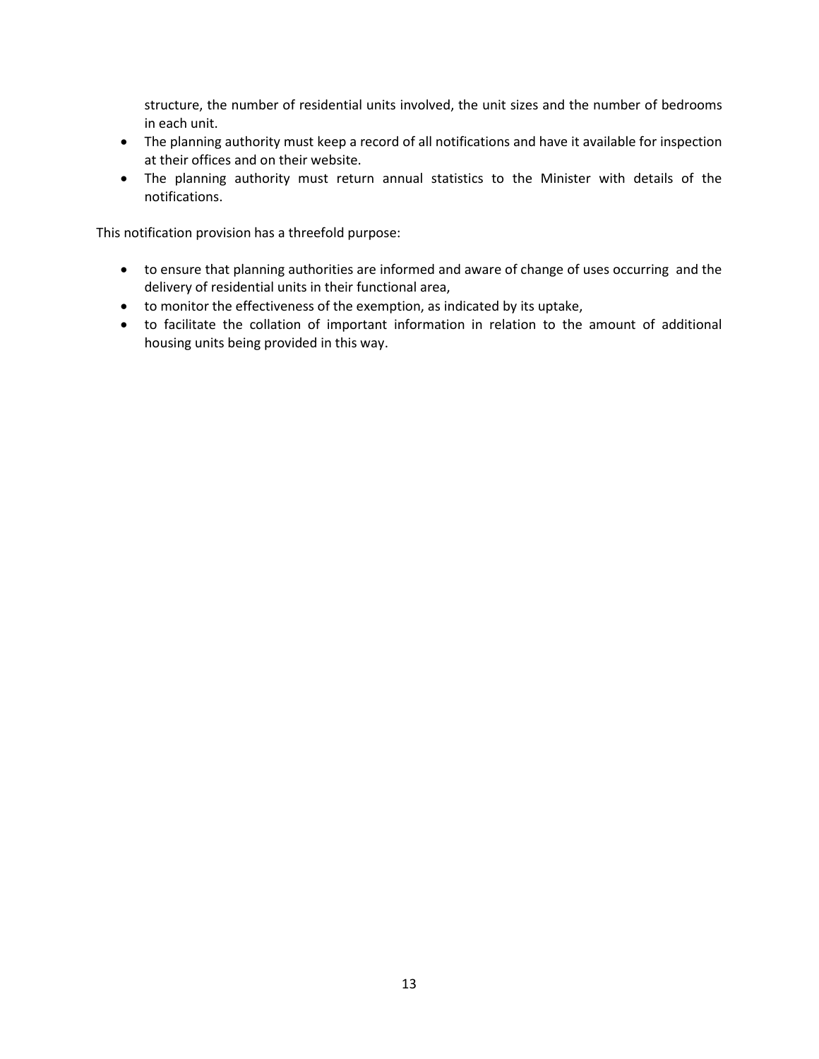structure, the number of residential units involved, the unit sizes and the number of bedrooms in each unit.

- The planning authority must keep a record of all notifications and have it available for inspection at their offices and on their website.
- The planning authority must return annual statistics to the Minister with details of the notifications.

This notification provision has a threefold purpose:

- to ensure that planning authorities are informed and aware of change of uses occurring and the delivery of residential units in their functional area,
- to monitor the effectiveness of the exemption, as indicated by its uptake,
- to facilitate the collation of important information in relation to the amount of additional housing units being provided in this way.